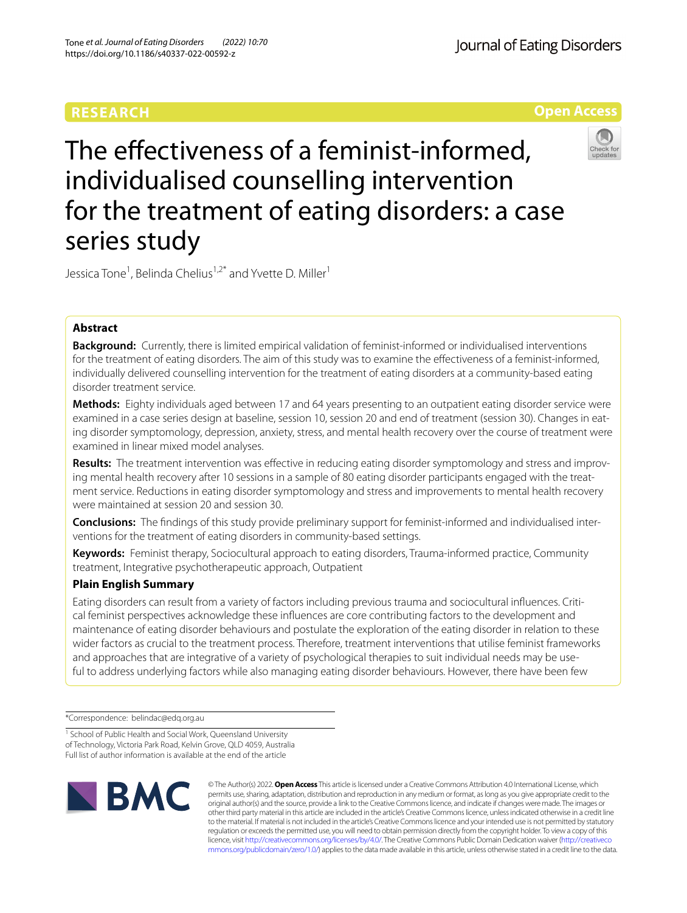RESEARCH

Open Access

# The effectiveness of a feminist-informed, individualised counselling intervention for the treatment of eating disorders: a case series study

Jessica Tone[1], Belinda Chelius[1,2*] and Yvette D. Miller[1]

## Abstract

**Background:** Currently, there is limited empirical validation of feminist-informed or individualised interventions for the treatment of eating disorders. The aim of this study was to examine the effectiveness of a feminist-informed, individually delivered counselling intervention for the treatment of eating disorders at a community-based eating disorder treatment service.

**Methods:** Eighty individuals aged between 17 and 64 years presenting to an outpatient eating disorder service were examined in a case series design at baseline, session 10, session 20 and end of treatment (session 30). Changes in eating disorder symptomology, depression, anxiety, stress, and mental health recovery over the course of treatment were examined in linear mixed model analyses.

**Results:** The treatment intervention was effective in reducing eating disorder symptomology and stress and improving mental health recovery after 10 sessions in a sample of 80 eating disorder participants engaged with the treatment service. Reductions in eating disorder symptomology and stress and improvements to mental health recovery were maintained at session 20 and session 30.

**Conclusions:** The findings of this study provide preliminary support for feminist-informed and individualised interventions for the treatment of eating disorders in community-based settings.

**Keywords:** Feminist therapy, Sociocultural approach to eating disorders, Trauma-informed practice, Community treatment, Integrative psychotherapeutic approach, Outpatient

### Plain English Summary

Eating disorders can result from a variety of factors including previous trauma and sociocultural influences. Critical feminist perspectives acknowledge these influences are core contributing factors to the development and maintenance of eating disorder behaviours and postulate the exploration of the eating disorder in relation to these wider factors as crucial to the treatment process. Therefore, treatment interventions that utilise feminist frameworks and approaches that are integrative of a variety of psychological therapies to suit individual needs may be useful to address underlying factors while also managing eating disorder behaviours. However, there have been few

*Correspondence: belindac@edq.org.au

[1] School of Public Health and Social Work, Queensland University of Technology, Victoria Park Road, Kelvin Grove, QLD 4059, Australia

Full list of author information is available at the end of the article

© The Author(s) 2022. **Open Access** This article is licensed under a Creative Commons Attribution 4.0 International License, which permits use, sharing, adaptation, distribution and reproduction in any medium or format, as long as you give appropriate credit to the original author(s) and the source, provide a link to the Creative Commons licence, and indicate if changes were made. The images or other third party material in this article are included in the article's Creative Commons licence, unless indicated otherwise in a credit line to the material. If material is not included in the article's Creative Commons licence and your intended use is not permitted by statutory regulation or exceeds the permitted use, you will need to obtain permission directly from the copyright holder. To view a copy of this licence, visit http://creativecommons.org/licenses/by/4.0/. The Creative Commons Public Domain Dedication waiver (http://creativecommons.org/publicdomain/zero/1.0/) applies to the data made available in this article, unless otherwise stated in a credit line to the data.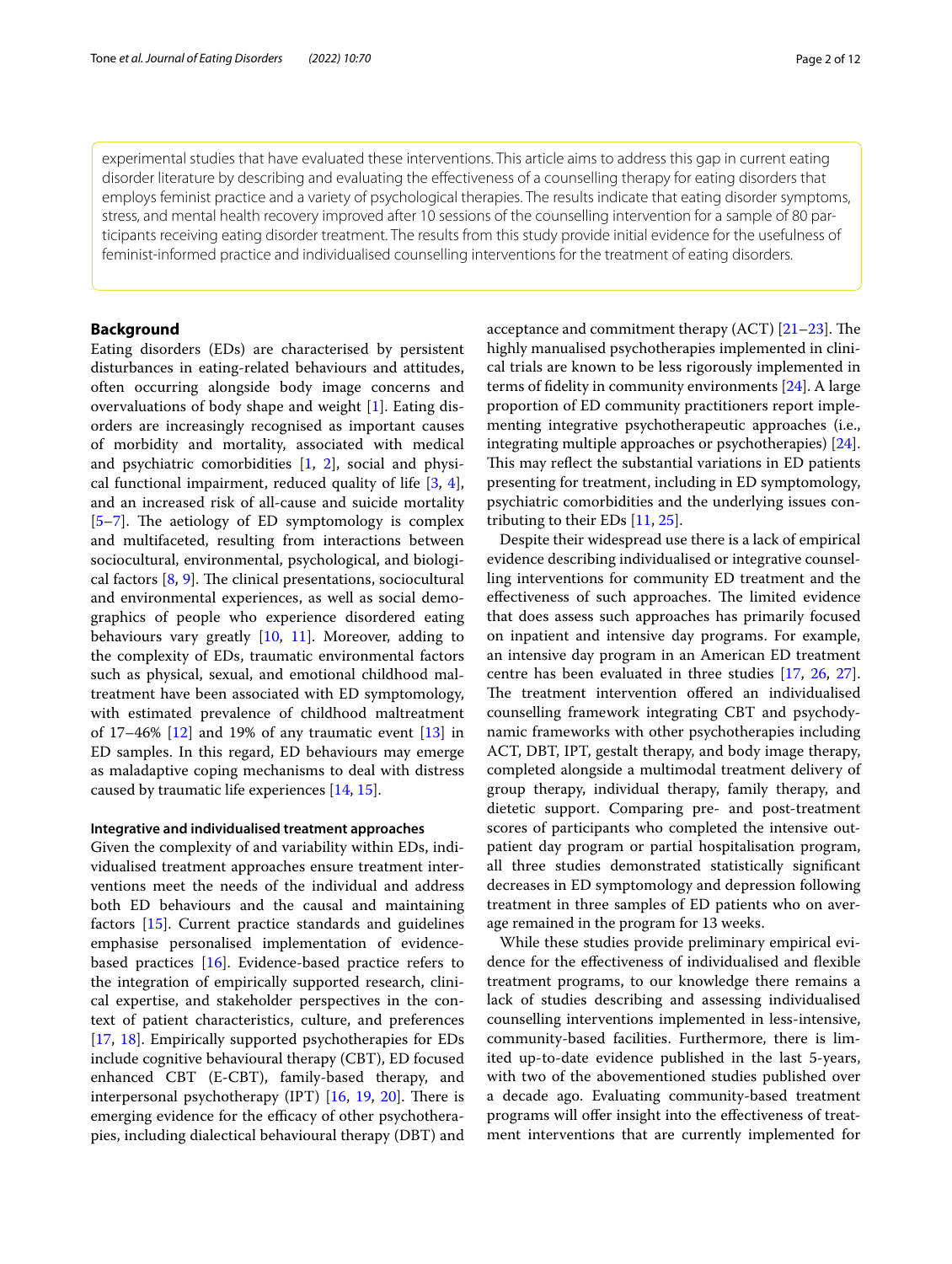experimental studies that have evaluated these interventions. This article aims to address this gap in current eating disorder literature by describing and evaluating the effectiveness of a counselling therapy for eating disorders that employs feminist practice and a variety of psychological therapies. The results indicate that eating disorder symptoms, stress, and mental health recovery improved after 10 sessions of the counselling intervention for a sample of 80 participants receiving eating disorder treatment. The results from this study provide initial evidence for the usefulness of feminist-informed practice and individualised counselling interventions for the treatment of eating disorders.

## Background

Eating disorders (EDs) are characterised by persistent disturbances in eating-related behaviours and attitudes, often occurring alongside body image concerns and overvaluations of body shape and weight [1]. Eating disorders are increasingly recognised as important causes of morbidity and mortality, associated with medical and psychiatric comorbidities [1, 2], social and physical functional impairment, reduced quality of life [3, 4], and an increased risk of all-cause and suicide mortality [5–7]. The aetiology of ED symptomology is complex and multifaceted, resulting from interactions between sociocultural, environmental, psychological, and biological factors [8, 9]. The clinical presentations, sociocultural and environmental experiences, as well as social demographics of people who experience disordered eating behaviours vary greatly [10, 11]. Moreover, adding to the complexity of EDs, traumatic environmental factors such as physical, sexual, and emotional childhood maltreatment have been associated with ED symptomology, with estimated prevalence of childhood maltreatment of 17–46% [12] and 19% of any traumatic event [13] in ED samples. In this regard, ED behaviours may emerge as maladaptive coping mechanisms to deal with distress caused by traumatic life experiences [14, 15].

### Integrative and individualised treatment approaches

Given the complexity of and variability within EDs, individualised treatment approaches ensure treatment interventions meet the needs of the individual and address both ED behaviours and the causal and maintaining factors [15]. Current practice standards and guidelines emphasise personalised implementation of evidence-based practices [16]. Evidence-based practice refers to the integration of empirically supported research, clinical expertise, and stakeholder perspectives in the context of patient characteristics, culture, and preferences [17, 18]. Empirically supported psychotherapies for EDs include cognitive behavioural therapy (CBT), ED focused enhanced CBT (E-CBT), family-based therapy, and interpersonal psychotherapy (IPT) [16, 19, 20]. There is emerging evidence for the efficacy of other psychotherapies, including dialectical behavioural therapy (DBT) and acceptance and commitment therapy (ACT) [21–23]. The highly manualised psychotherapies implemented in clinical trials are known to be less rigorously implemented in terms of fidelity in community environments [24]. A large proportion of ED community practitioners report implementing integrative psychotherapeutic approaches (i.e., integrating multiple approaches or psychotherapies) [24]. This may reflect the substantial variations in ED patients presenting for treatment, including in ED symptomology, psychiatric comorbidities and the underlying issues contributing to their EDs [11, 25].

Despite their widespread use there is a lack of empirical evidence describing individualised or integrative counselling interventions for community ED treatment and the effectiveness of such approaches. The limited evidence that does assess such approaches has primarily focused on inpatient and intensive day programs. For example, an intensive day program in an American ED treatment centre has been evaluated in three studies [17, 26, 27]. The treatment intervention offered an individualised counselling framework integrating CBT and psychodynamic frameworks with other psychotherapies including ACT, DBT, IPT, gestalt therapy, and body image therapy, completed alongside a multimodal treatment delivery of group therapy, individual therapy, family therapy, and dietetic support. Comparing pre- and post-treatment scores of participants who completed the intensive outpatient day program or partial hospitalisation program, all three studies demonstrated statistically significant decreases in ED symptomology and depression following treatment in three samples of ED patients who on average remained in the program for 13 weeks.

While these studies provide preliminary empirical evidence for the effectiveness of individualised and flexible treatment programs, to our knowledge there remains a lack of studies describing and assessing individualised counselling interventions implemented in less-intensive, community-based facilities. Furthermore, there is limited up-to-date evidence published in the last 5-years, with two of the abovementioned studies published over a decade ago. Evaluating community-based treatment programs will offer insight into the effectiveness of treatment interventions that are currently implemented for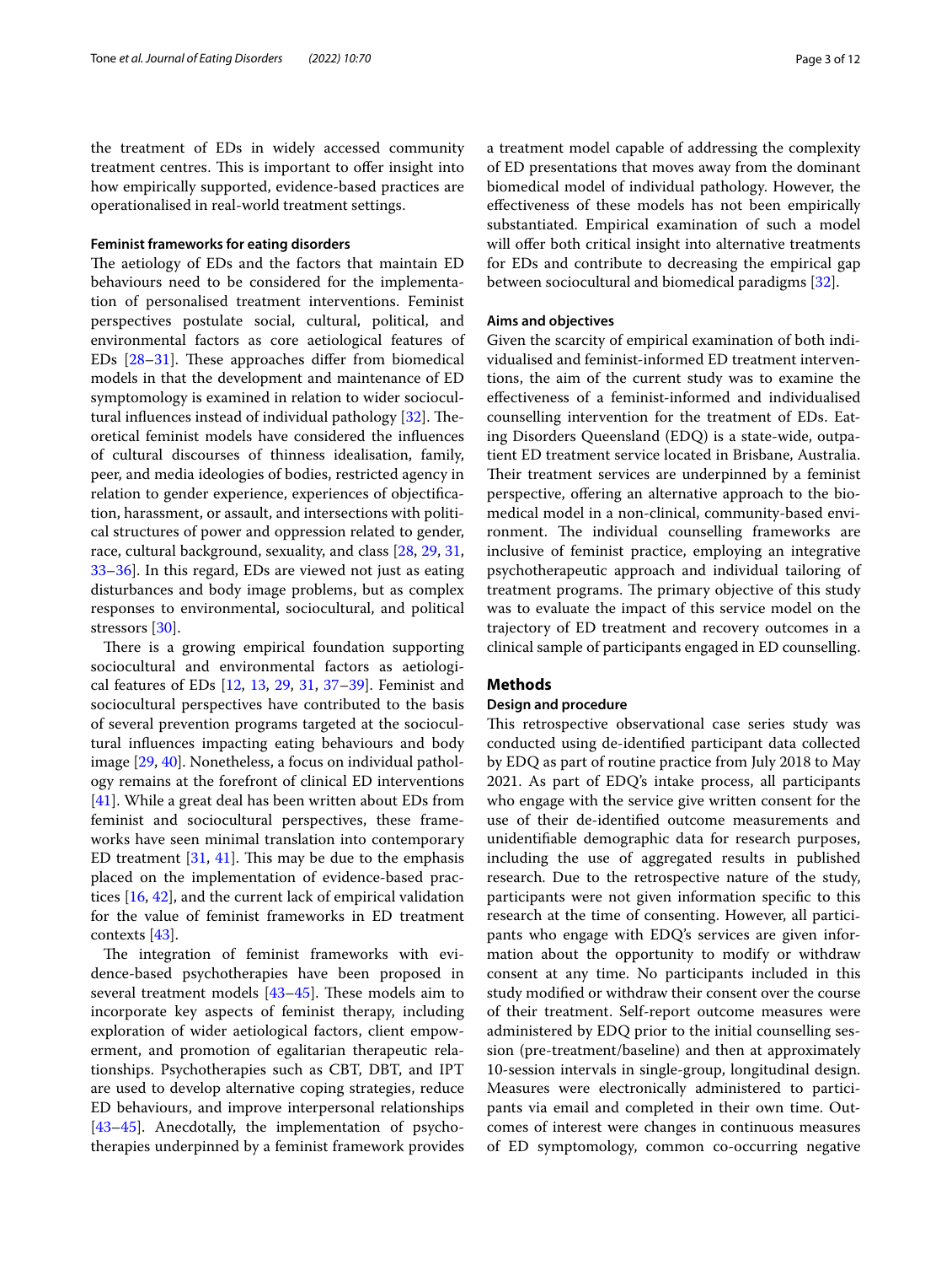the treatment of EDs in widely accessed community treatment centres. This is important to offer insight into how empirically supported, evidence-based practices are operationalised in real-world treatment settings.

#### Feminist frameworks for eating disorders

The aetiology of EDs and the factors that maintain ED behaviours need to be considered for the implementation of personalised treatment interventions. Feminist perspectives postulate social, cultural, political, and environmental factors as core aetiological features of EDs [28–31]. These approaches differ from biomedical models in that the development and maintenance of ED symptomology is examined in relation to wider sociocultural influences instead of individual pathology [32]. Theoretical feminist models have considered the influences of cultural discourses of thinness idealisation, family, peer, and media ideologies of bodies, restricted agency in relation to gender experience, experiences of objectification, harassment, or assault, and intersections with political structures of power and oppression related to gender, race, cultural background, sexuality, and class [28, 29, 31, 33–36]. In this regard, EDs are viewed not just as eating disturbances and body image problems, but as complex responses to environmental, sociocultural, and political stressors [30].

There is a growing empirical foundation supporting sociocultural and environmental factors as aetiological features of EDs [12, 13, 29, 31, 37–39]. Feminist and sociocultural perspectives have contributed to the basis of several prevention programs targeted at the sociocultural influences impacting eating behaviours and body image [29, 40]. Nonetheless, a focus on individual pathology remains at the forefront of clinical ED interventions [41]. While a great deal has been written about EDs from feminist and sociocultural perspectives, these frameworks have seen minimal translation into contemporary ED treatment [31, 41]. This may be due to the emphasis placed on the implementation of evidence-based practices [16, 42], and the current lack of empirical validation for the value of feminist frameworks in ED treatment contexts [43].

The integration of feminist frameworks with evidence-based psychotherapies have been proposed in several treatment models [43–45]. These models aim to incorporate key aspects of feminist therapy, including exploration of wider aetiological factors, client empowerment, and promotion of egalitarian therapeutic relationships. Psychotherapies such as CBT, DBT, and IPT are used to develop alternative coping strategies, reduce ED behaviours, and improve interpersonal relationships [43–45]. Anecdotally, the implementation of psychotherapies underpinned by a feminist framework provides a treatment model capable of addressing the complexity of ED presentations that moves away from the dominant biomedical model of individual pathology. However, the effectiveness of these models has not been empirically substantiated. Empirical examination of such a model will offer both critical insight into alternative treatments for EDs and contribute to decreasing the empirical gap between sociocultural and biomedical paradigms [32].

#### Aims and objectives

Given the scarcity of empirical examination of both individualised and feminist-informed ED treatment interventions, the aim of the current study was to examine the effectiveness of a feminist-informed and individualised counselling intervention for the treatment of EDs. Eating Disorders Queensland (EDQ) is a state-wide, outpatient ED treatment service located in Brisbane, Australia. Their treatment services are underpinned by a feminist perspective, offering an alternative approach to the biomedical model in a non-clinical, community-based environment. The individual counselling frameworks are inclusive of feminist practice, employing an integrative psychotherapeutic approach and individual tailoring of treatment programs. The primary objective of this study was to evaluate the impact of this service model on the trajectory of ED treatment and recovery outcomes in a clinical sample of participants engaged in ED counselling.

## Methods

### Design and procedure

This retrospective observational case series study was conducted using de-identified participant data collected by EDQ as part of routine practice from July 2018 to May 2021. As part of EDQ's intake process, all participants who engage with the service give written consent for the use of their de-identified outcome measurements and unidentifiable demographic data for research purposes, including the use of aggregated results in published research. Due to the retrospective nature of the study, participants were not given information specific to this research at the time of consenting. However, all participants who engage with EDQ's services are given information about the opportunity to modify or withdraw consent at any time. No participants included in this study modified or withdraw their consent over the course of their treatment. Self-report outcome measures were administered by EDQ prior to the initial counselling session (pre-treatment/baseline) and then at approximately 10-session intervals in single-group, longitudinal design. Measures were electronically administered to participants via email and completed in their own time. Outcomes of interest were changes in continuous measures of ED symptomology, common co-occurring negative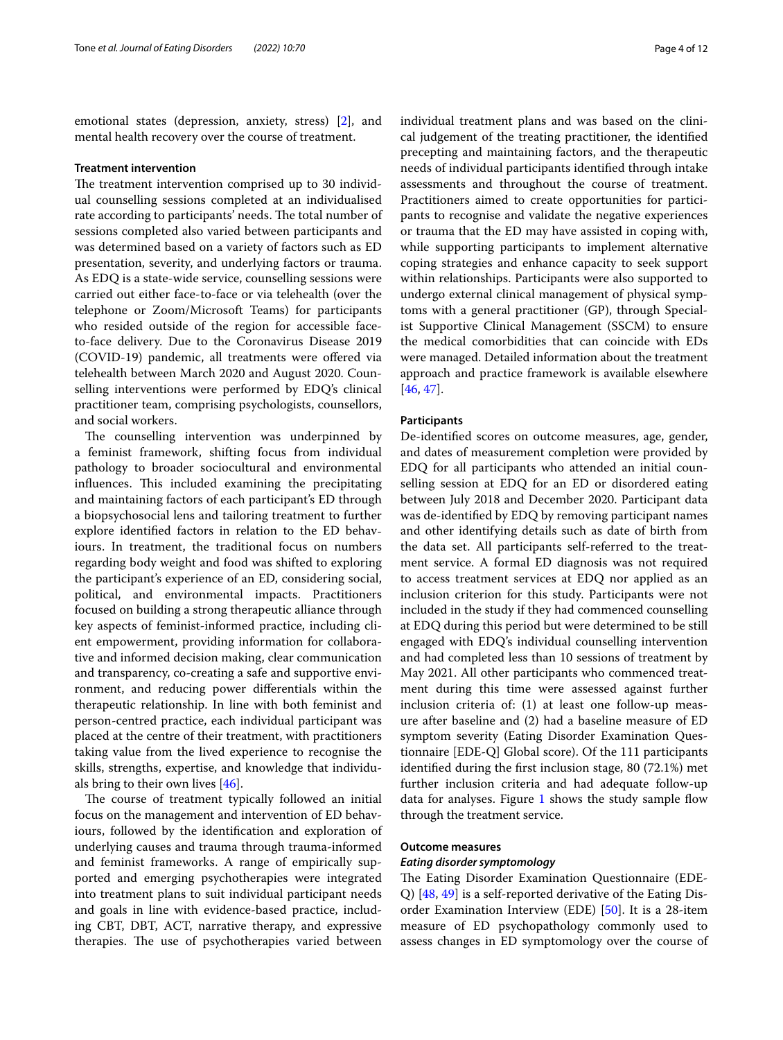emotional states (depression, anxiety, stress) [2], and mental health recovery over the course of treatment.

### Treatment intervention

The treatment intervention comprised up to 30 individual counselling sessions completed at an individualised rate according to participants' needs. The total number of sessions completed also varied between participants and was determined based on a variety of factors such as ED presentation, severity, and underlying factors or trauma. As EDQ is a state-wide service, counselling sessions were carried out either face-to-face or via telehealth (over the telephone or Zoom/Microsoft Teams) for participants who resided outside of the region for accessible face-to-face delivery. Due to the Coronavirus Disease 2019 (COVID-19) pandemic, all treatments were offered via telehealth between March 2020 and August 2020. Counselling interventions were performed by EDQ's clinical practitioner team, comprising psychologists, counsellors, and social workers.

The counselling intervention was underpinned by a feminist framework, shifting focus from individual pathology to broader sociocultural and environmental influences. This included examining the precipitating and maintaining factors of each participant's ED through a biopsychosocial lens and tailoring treatment to further explore identified factors in relation to the ED behaviours. In treatment, the traditional focus on numbers regarding body weight and food was shifted to exploring the participant's experience of an ED, considering social, political, and environmental impacts. Practitioners focused on building a strong therapeutic alliance through key aspects of feminist-informed practice, including client empowerment, providing information for collaborative and informed decision making, clear communication and transparency, co-creating a safe and supportive environment, and reducing power differentials within the therapeutic relationship. In line with both feminist and person-centred practice, each individual participant was placed at the centre of their treatment, with practitioners taking value from the lived experience to recognise the skills, strengths, expertise, and knowledge that individuals bring to their own lives [46].

The course of treatment typically followed an initial focus on the management and intervention of ED behaviours, followed by the identification and exploration of underlying causes and trauma through trauma-informed and feminist frameworks. A range of empirically supported and emerging psychotherapies were integrated into treatment plans to suit individual participant needs and goals in line with evidence-based practice, including CBT, DBT, ACT, narrative therapy, and expressive therapies. The use of psychotherapies varied between individual treatment plans and was based on the clinical judgement of the treating practitioner, the identified precepting and maintaining factors, and the therapeutic needs of individual participants identified through intake assessments and throughout the course of treatment. Practitioners aimed to create opportunities for participants to recognise and validate the negative experiences or trauma that the ED may have assisted in coping with, while supporting participants to implement alternative coping strategies and enhance capacity to seek support within relationships. Participants were also supported to undergo external clinical management of physical symptoms with a general practitioner (GP), through Specialist Supportive Clinical Management (SSCM) to ensure the medical comorbidities that can coincide with EDs were managed. Detailed information about the treatment approach and practice framework is available elsewhere [46, 47].

### Participants

De-identified scores on outcome measures, age, gender, and dates of measurement completion were provided by EDQ for all participants who attended an initial counselling session at EDQ for an ED or disordered eating between July 2018 and December 2020. Participant data was de-identified by EDQ by removing participant names and other identifying details such as date of birth from the data set. All participants self-referred to the treatment service. A formal ED diagnosis was not required to access treatment services at EDQ nor applied as an inclusion criterion for this study. Participants were not included in the study if they had commenced counselling at EDQ during this period but were determined to be still engaged with EDQ's individual counselling intervention and had completed less than 10 sessions of treatment by May 2021. All other participants who commenced treatment during this time were assessed against further inclusion criteria of: (1) at least one follow-up measure after baseline and (2) had a baseline measure of ED symptom severity (Eating Disorder Examination Questionnaire [EDE-Q] Global score). Of the 111 participants identified during the first inclusion stage, 80 (72.1%) met further inclusion criteria and had adequate follow-up data for analyses. Figure 1 shows the study sample flow through the treatment service.

### Outcome measures

#### *Eating disorder symptomology*

The Eating Disorder Examination Questionnaire (EDE-Q) [48, 49] is a self-reported derivative of the Eating Disorder Examination Interview (EDE) [50]. It is a 28-item measure of ED psychopathology commonly used to assess changes in ED symptomology over the course of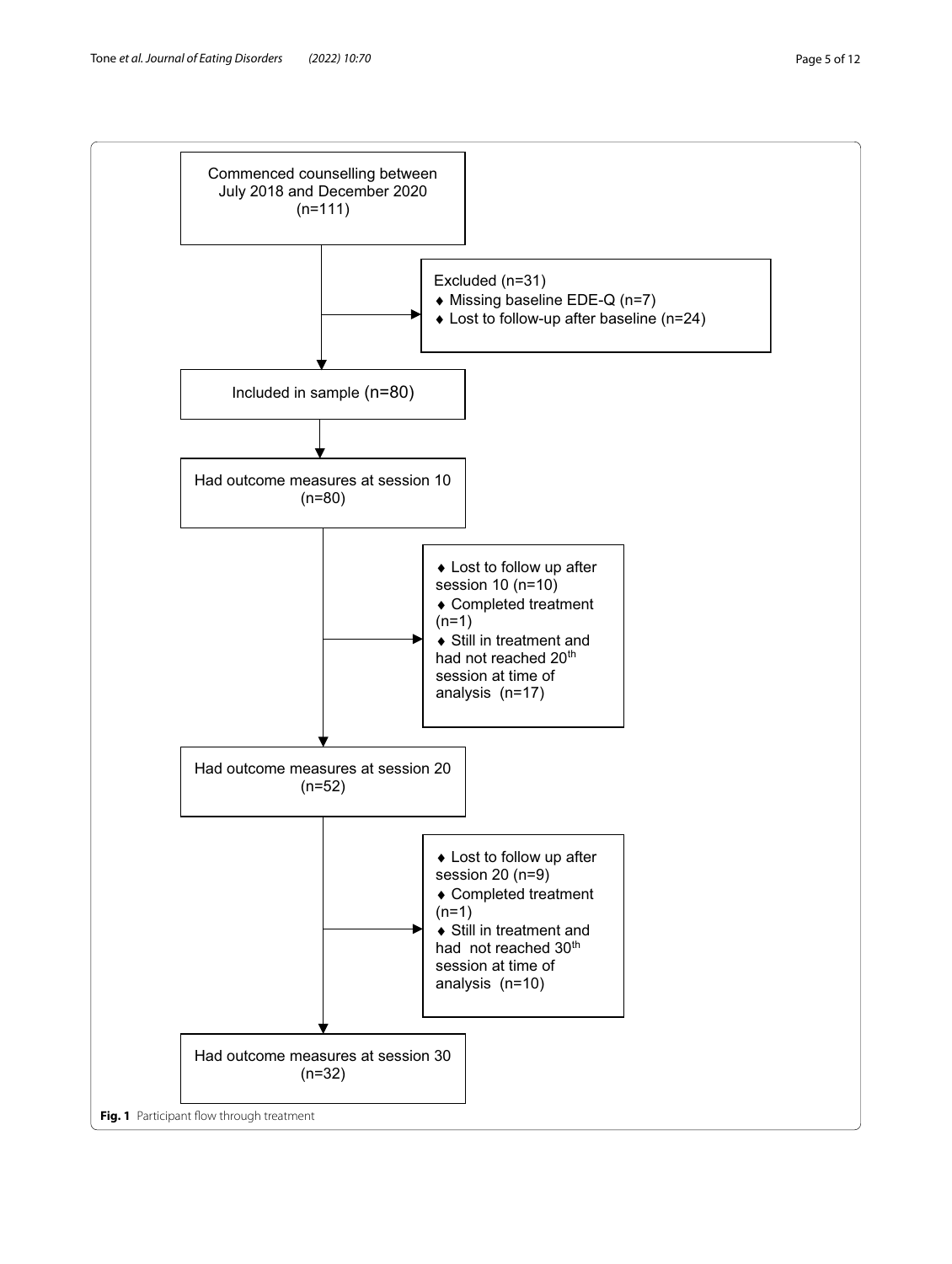Commenced counselling between July 2018 and December 2020 (n=111)

Excluded (n=31)
- Missing baseline EDE-Q (n=7)
- Lost to follow-up after baseline (n=24)

Included in sample (n=80)

Had outcome measures at session 10 (n=80)

- Lost to follow up after session 10 (n=10)
- Completed treatment (n=1)
- Still in treatment and had not reached 20th session at time of analysis (n=17)

Had outcome measures at session 20 (n=52)

- Lost to follow up after session 20 (n=9)
- Completed treatment (n=1)
- Still in treatment and had not reached 30th session at time of analysis (n=10)

Had outcome measures at session 30 (n=32)

**Fig. 1** Participant flow through treatment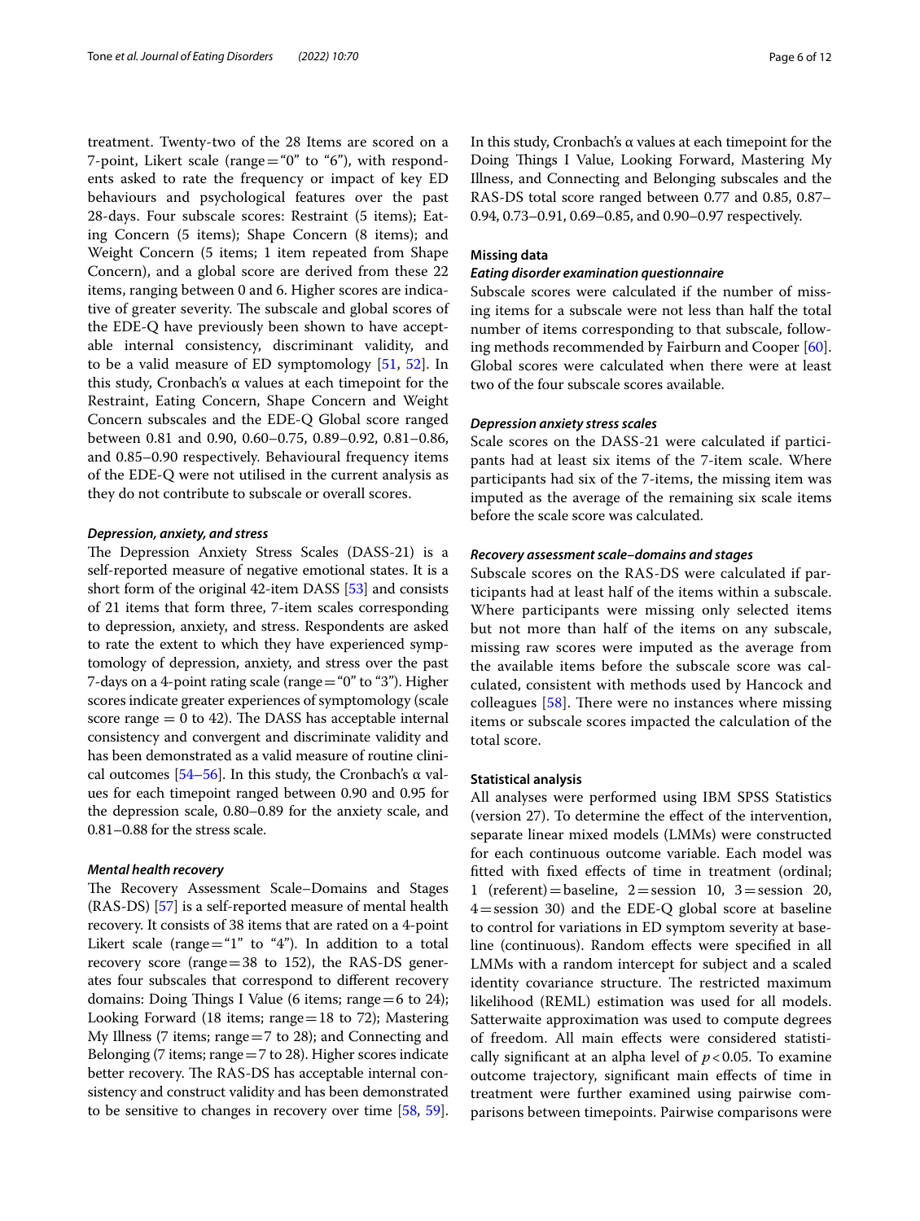treatment. Twenty-two of the 28 Items are scored on a 7-point, Likert scale (range = "0" to "6"), with respondents asked to rate the frequency or impact of key ED behaviours and psychological features over the past 28-days. Four subscale scores: Restraint (5 items); Eating Concern (5 items); Shape Concern (8 items); and Weight Concern (5 items; 1 item repeated from Shape Concern), and a global score are derived from these 22 items, ranging between 0 and 6. Higher scores are indicative of greater severity. The subscale and global scores of the EDE-Q have previously been shown to have acceptable internal consistency, discriminant validity, and to be a valid measure of ED symptomology [51, 52]. In this study, Cronbach's α values at each timepoint for the Restraint, Eating Concern, Shape Concern and Weight Concern subscales and the EDE-Q Global score ranged between 0.81 and 0.90, 0.60–0.75, 0.89–0.92, 0.81–0.86, and 0.85–0.90 respectively. Behavioural frequency items of the EDE-Q were not utilised in the current analysis as they do not contribute to subscale or overall scores.

#### *Depression, anxiety, and stress*

The Depression Anxiety Stress Scales (DASS-21) is a self-reported measure of negative emotional states. It is a short form of the original 42-item DASS [53] and consists of 21 items that form three, 7-item scales corresponding to depression, anxiety, and stress. Respondents are asked to rate the extent to which they have experienced symptomology of depression, anxiety, and stress over the past 7-days on a 4-point rating scale (range = "0" to "3"). Higher scores indicate greater experiences of symptomology (scale score range = 0 to 42). The DASS has acceptable internal consistency and convergent and discriminate validity and has been demonstrated as a valid measure of routine clinical outcomes [54–56]. In this study, the Cronbach's α values for each timepoint ranged between 0.90 and 0.95 for the depression scale, 0.80–0.89 for the anxiety scale, and 0.81–0.88 for the stress scale.

#### *Mental health recovery*

The Recovery Assessment Scale–Domains and Stages (RAS-DS) [57] is a self-reported measure of mental health recovery. It consists of 38 items that are rated on a 4-point Likert scale (range = "1" to "4"). In addition to a total recovery score (range = 38 to 152), the RAS-DS generates four subscales that correspond to different recovery domains: Doing Things I Value (6 items; range = 6 to 24); Looking Forward (18 items; range = 18 to 72); Mastering My Illness (7 items; range = 7 to 28); and Connecting and Belonging (7 items; range = 7 to 28). Higher scores indicate better recovery. The RAS-DS has acceptable internal consistency and construct validity and has been demonstrated to be sensitive to changes in recovery over time [58, 59]. In this study, Cronbach's α values at each timepoint for the Doing Things I Value, Looking Forward, Mastering My Illness, and Connecting and Belonging subscales and the RAS-DS total score ranged between 0.77 and 0.85, 0.87–0.94, 0.73–0.91, 0.69–0.85, and 0.90–0.97 respectively.

### Missing data

#### *Eating disorder examination questionnaire*

Subscale scores were calculated if the number of missing items for a subscale were not less than half the total number of items corresponding to that subscale, following methods recommended by Fairburn and Cooper [60]. Global scores were calculated when there were at least two of the four subscale scores available.

#### *Depression anxiety stress scales*

Scale scores on the DASS-21 were calculated if participants had at least six items of the 7-item scale. Where participants had six of the 7-items, the missing item was imputed as the average of the remaining six scale items before the scale score was calculated.

#### *Recovery assessment scale–domains and stages*

Subscale scores on the RAS-DS were calculated if participants had at least half of the items within a subscale. Where participants were missing only selected items but not more than half of the items on any subscale, missing raw scores were imputed as the average from the available items before the subscale score was calculated, consistent with methods used by Hancock and colleagues [58]. There were no instances where missing items or subscale scores impacted the calculation of the total score.

### Statistical analysis

All analyses were performed using IBM SPSS Statistics (version 27). To determine the effect of the intervention, separate linear mixed models (LMMs) were constructed for each continuous outcome variable. Each model was fitted with fixed effects of time in treatment (ordinal; 1 (referent) = baseline, 2 = session 10, 3 = session 20, 4 = session 30) and the EDE-Q global score at baseline to control for variations in ED symptom severity at baseline (continuous). Random effects were specified in all LMMs with a random intercept for subject and a scaled identity covariance structure. The restricted maximum likelihood (REML) estimation was used for all models. Satterwaite approximation was used to compute degrees of freedom. All main effects were considered statistically significant at an alpha level of $p < 0.05$. To examine outcome trajectory, significant main effects of time in treatment were further examined using pairwise comparisons between timepoints. Pairwise comparisons were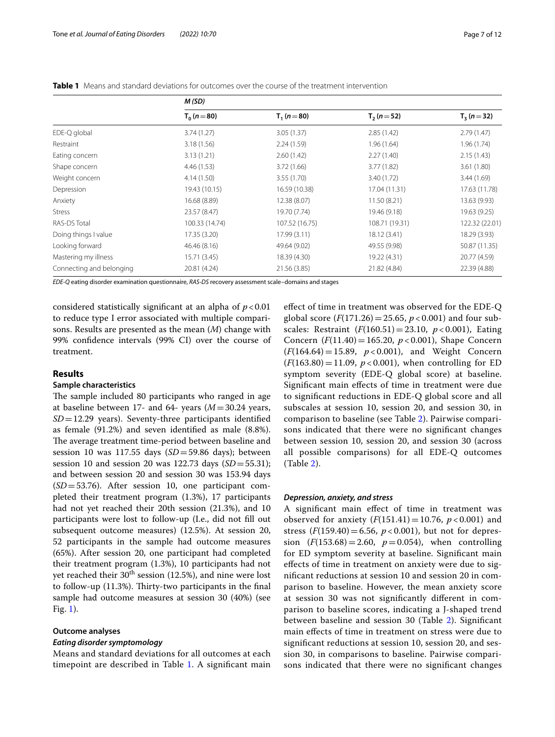**Table 1** Means and standard deviations for outcomes over the course of the treatment intervention

| | *M (SD)* | | | |
|---|---|---|---|---|
| | $T_0$ ($n = 80$) | $T_1$ ($n = 80$) | $T_2$ ($n = 52$) | $T_3$ ($n = 32$) |
| EDE-Q global | 3.74 (1.27) | 3.05 (1.37) | 2.85 (1.42) | 2.79 (1.47) |
| Restraint | 3.18 (1.56) | 2.24 (1.59) | 1.96 (1.64) | 1.96 (1.74) |
| Eating concern | 3.13 (1.21) | 2.60 (1.42) | 2.27 (1.40) | 2.15 (1.43) |
| Shape concern | 4.46 (1.53) | 3.72 (1.66) | 3.77 (1.82) | 3.61 (1.80) |
| Weight concern | 4.14 (1.50) | 3.55 (1.70) | 3.40 (1.72) | 3.44 (1.69) |
| Depression | 19.43 (10.15) | 16.59 (10.38) | 17.04 (11.31) | 17.63 (11.78) |
| Anxiety | 16.68 (8.89) | 12.38 (8.07) | 11.50 (8.21) | 13.63 (9.93) |
| Stress | 23.57 (8.47) | 19.70 (7.74) | 19.46 (9.18) | 19.63 (9.25) |
| RAS-DS Total | 100.33 (14.74) | 107.52 (16.75) | 108.71 (19.31) | 122.32 (22.01) |
| Doing things I value | 17.35 (3.20) | 17.99 (3.11) | 18.12 (3.41) | 18.29 (3.93) |
| Looking forward | 46.46 (8.16) | 49.64 (9.02) | 49.55 (9.98) | 50.87 (11.35) |
| Mastering my illness | 15.71 (3.45) | 18.39 (4.30) | 19.22 (4.31) | 20.77 (4.59) |
| Connecting and belonging | 20.81 (4.24) | 21.56 (3.85) | 21.82 (4.84) | 22.39 (4.88) |

*EDE-Q* eating disorder examination questionnaire, *RAS-DS* recovery assessment scale–domains and stages

considered statistically significant at an alpha of $p < 0.01$ to reduce type I error associated with multiple comparisons. Results are presented as the mean ($M$) change with 99% confidence intervals (99% CI) over the course of treatment.

## Results

### Sample characteristics

The sample included 80 participants who ranged in age at baseline between 17- and 64- years ($M = 30.24$ years, $SD = 12.29$ years). Seventy-three participants identified as female (91.2%) and seven identified as male (8.8%). The average treatment time-period between baseline and session 10 was 117.55 days ($SD = 59.86$ days); between session 10 and session 20 was 122.73 days ($SD = 55.31$); and between session 20 and session 30 was 153.94 days ($SD = 53.76$). After session 10, one participant completed their treatment program (1.3%), 17 participants had not yet reached their 20th session (21.3%), and 10 participants were lost to follow-up (I.e., did not fill out subsequent outcome measures) (12.5%). At session 20, 52 participants in the sample had outcome measures (65%). After session 20, one participant had completed their treatment program (1.3%), 10 participants had not yet reached their $30^{th}$ session (12.5%), and nine were lost to follow-up (11.3%). Thirty-two participants in the final sample had outcome measures at session 30 (40%) (see Fig. 1).

### Outcome analyses

#### *Eating disorder symptomology*

Means and standard deviations for all outcomes at each timepoint are described in Table 1. A significant main effect of time in treatment was observed for the EDE-Q global score ($F(171.26) = 25.65$, $p < 0.001$) and four subscales: Restraint ($F(160.51) = 23.10$, $p < 0.001$), Eating Concern ($F(11.40) = 165.20$, $p < 0.001$), Shape Concern ($F(164.64) = 15.89$, $p < 0.001$), and Weight Concern ($F(163.80) = 11.09$, $p < 0.001$), when controlling for ED symptom severity (EDE-Q global score) at baseline. Significant main effects of time in treatment were due to significant reductions in EDE-Q global score and all subscales at session 10, session 20, and session 30, in comparison to baseline (see Table 2). Pairwise comparisons indicated that there were no significant changes between session 10, session 20, and session 30 (across all possible comparisons) for all EDE-Q outcomes (Table 2).

#### *Depression, anxiety, and stress*

A significant main effect of time in treatment was observed for anxiety ($F(151.41) = 10.76$, $p < 0.001$) and stress ($F(159.40) = 6.56$, $p < 0.001$), but not for depression ($F(153.68) = 2.60$, $p = 0.054$), when controlling for ED symptom severity at baseline. Significant main effects of time in treatment on anxiety were due to significant reductions at session 10 and session 20 in comparison to baseline. However, the mean anxiety score at session 30 was not significantly different in comparison to baseline scores, indicating a J-shaped trend between baseline and session 30 (Table 2). Significant main effects of time in treatment on stress were due to significant reductions at session 10, session 20, and session 30, in comparisons to baseline. Pairwise comparisons indicated that there were no significant changes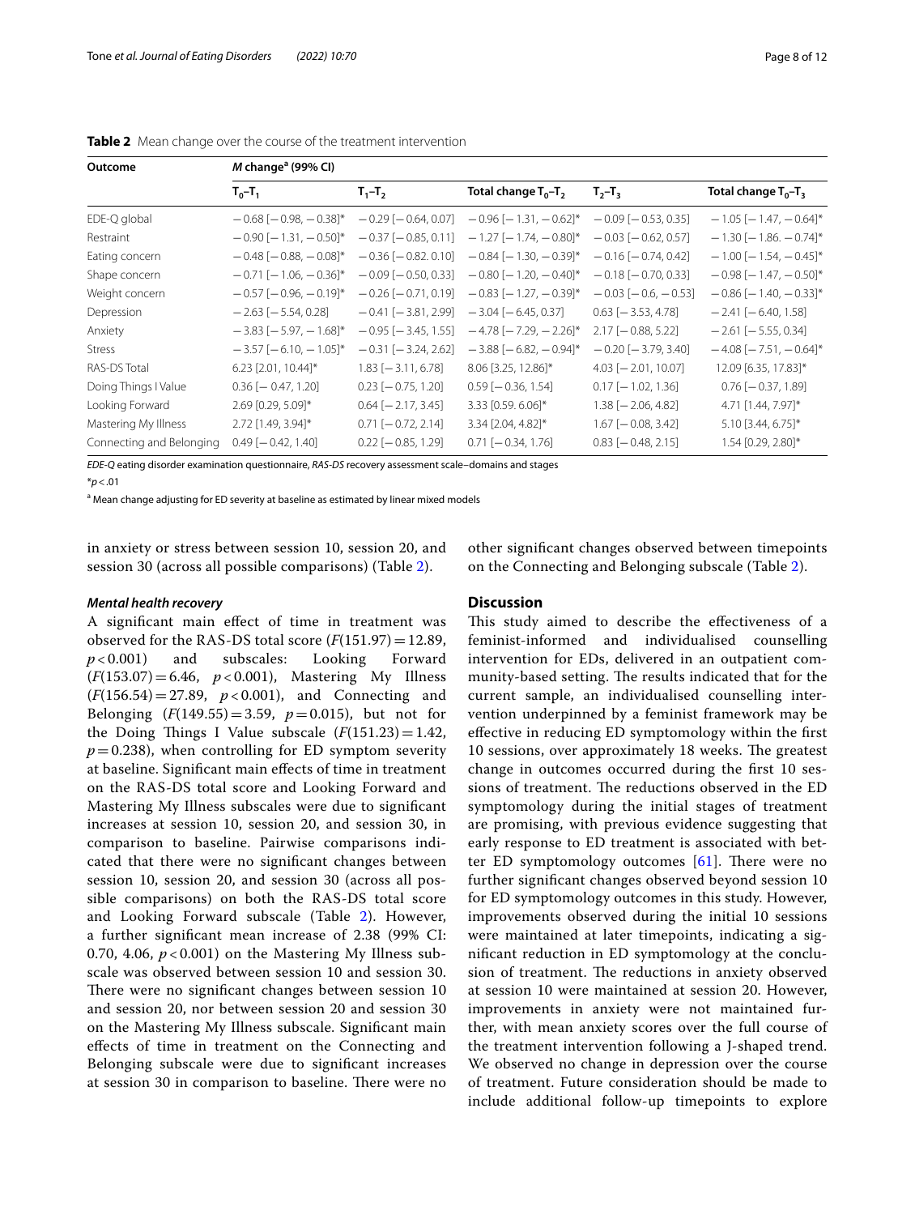**Table 2** Mean change over the course of the treatment intervention

| Outcome | $M$ change[a] (99% CI) | | | | |
|---|---|---|---|---|---|
| | $T_0$–$T_1$ | $T_1$–$T_2$ | Total change $T_0$–$T_2$ | $T_2$–$T_3$ | Total change $T_0$–$T_3$ |
| EDE-Q global | −0.68 [−0.98, −0.38]* | −0.29 [−0.64, 0.07] | −0.96 [−1.31, −0.62]* | −0.09 [−0.53, 0.35] | −1.05 [−1.47, −0.64]* |
| Restraint | −0.90 [−1.31, −0.50]* | −0.37 [−0.85, 0.11] | −1.27 [−1.74, −0.80]* | −0.03 [−0.62, 0.57] | −1.30 [−1.86. −0.74]* |
| Eating concern | −0.48 [−0.88, −0.08]* | −0.36 [−0.82. 0.10] | −0.84 [−1.30, −0.39]* | −0.16 [−0.74, 0.42] | −1.00 [−1.54, −0.45]* |
| Shape concern | −0.71 [−1.06, −0.36]* | −0.09 [−0.50, 0.33] | −0.80 [−1.20, −0.40]* | −0.18 [−0.70, 0.33] | −0.98 [−1.47, −0.50]* |
| Weight concern | −0.57 [−0.96, −0.19]* | −0.26 [−0.71, 0.19] | −0.83 [−1.27, −0.39]* | −0.03 [−0.6, −0.53] | −0.86 [−1.40, −0.33]* |
| Depression | −2.63 [−5.54, 0.28] | −0.41 [−3.81, 2.99] | −3.04 [−6.45, 0.37] | 0.63 [−3.53, 4.78] | −2.41 [−6.40, 1.58] |
| Anxiety | −3.83 [−5.97, −1.68]* | −0.95 [−3.45, 1.55] | −4.78 [−7.29, −2.26]* | 2.17 [−0.88, 5.22] | −2.61 [−5.55, 0.34] |
| Stress | −3.57 [−6.10, −1.05]* | −0.31 [−3.24, 2.62] | −3.88 [−6.82, −0.94]* | −0.20 [−3.79, 3.40] | −4.08 [−7.51, −0.64]* |
| RAS-DS Total | 6.23 [2.01, 10.44]* | 1.83 [−3.11, 6.78] | 8.06 [3.25, 12.86]* | 4.03 [−2.01, 10.07] | 12.09 [6.35, 17.83]* |
| Doing Things I Value | 0.36 [−0.47, 1.20] | 0.23 [−0.75, 1.20] | 0.59 [−0.36, 1.54] | 0.17 [−1.02, 1.36] | 0.76 [−0.37, 1.89] |
| Looking Forward | 2.69 [0.29, 5.09]* | 0.64 [−2.17, 3.45] | 3.33 [0.59. 6.06]* | 1.38 [−2.06, 4.82] | 4.71 [1.44, 7.97]* |
| Mastering My Illness | 2.72 [1.49, 3.94]* | 0.71 [−0.72, 2.14] | 3.34 [2.04, 4.82]* | 1.67 [−0.08, 3.42] | 5.10 [3.44, 6.75]* |
| Connecting and Belonging | 0.49 [−0.42, 1.40] | 0.22 [−0.85, 1.29] | 0.71 [−0.34, 1.76] | 0.83 [−0.48, 2.15] | 1.54 [0.29, 2.80]* |

*EDE-Q* eating disorder examination questionnaire, *RAS-DS* recovery assessment scale–domains and stages

*$p < .01$

[a] Mean change adjusting for ED severity at baseline as estimated by linear mixed models

in anxiety or stress between session 10, session 20, and session 30 (across all possible comparisons) (Table 2).

### *Mental health recovery*

A significant main effect of time in treatment was observed for the RAS-DS total score ($F(151.97) = 12.89$, $p < 0.001$) and subscales: Looking Forward ($F(153.07) = 6.46$, $p < 0.001$), Mastering My Illness ($F(156.54) = 27.89$, $p < 0.001$), and Connecting and Belonging ($F(149.55) = 3.59$, $p = 0.015$), but not for the Doing Things I Value subscale ($F(151.23) = 1.42$, $p = 0.238$), when controlling for ED symptom severity at baseline. Significant main effects of time in treatment on the RAS-DS total score and Looking Forward and Mastering My Illness subscales were due to significant increases at session 10, session 20, and session 30, in comparison to baseline. Pairwise comparisons indicated that there were no significant changes between session 10, session 20, and session 30 (across all possible comparisons) on both the RAS-DS total score and Looking Forward subscale (Table 2). However, a further significant mean increase of 2.38 (99% CI: 0.70, 4.06, $p < 0.001$) on the Mastering My Illness subscale was observed between session 10 and session 30. There were no significant changes between session 10 and session 20, nor between session 20 and session 30 on the Mastering My Illness subscale. Significant main effects of time in treatment on the Connecting and Belonging subscale were due to significant increases at session 30 in comparison to baseline. There were no other significant changes observed between timepoints on the Connecting and Belonging subscale (Table 2).

## Discussion

This study aimed to describe the effectiveness of a feminist-informed and individualised counselling intervention for EDs, delivered in an outpatient community-based setting. The results indicated that for the current sample, an individualised counselling intervention underpinned by a feminist framework may be effective in reducing ED symptomology within the first 10 sessions, over approximately 18 weeks. The greatest change in outcomes occurred during the first 10 sessions of treatment. The reductions observed in the ED symptomology during the initial stages of treatment are promising, with previous evidence suggesting that early response to ED treatment is associated with better ED symptomology outcomes [61]. There were no further significant changes observed beyond session 10 for ED symptomology outcomes in this study. However, improvements observed during the initial 10 sessions were maintained at later timepoints, indicating a significant reduction in ED symptomology at the conclusion of treatment. The reductions in anxiety observed at session 10 were maintained at session 20. However, improvements in anxiety were not maintained further, with mean anxiety scores over the full course of the treatment intervention following a J-shaped trend. We observed no change in depression over the course of treatment. Future consideration should be made to include additional follow-up timepoints to explore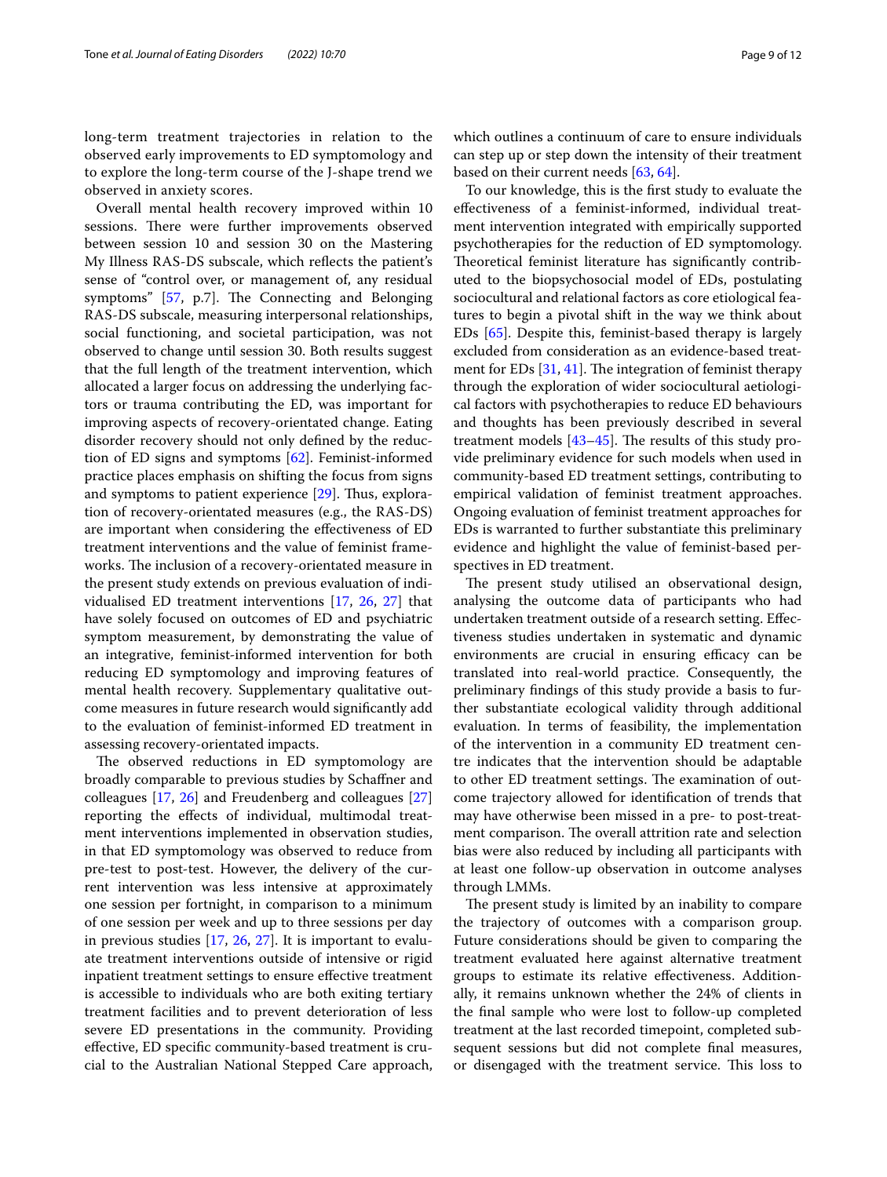long-term treatment trajectories in relation to the observed early improvements to ED symptomology and to explore the long-term course of the J-shape trend we observed in anxiety scores.

Overall mental health recovery improved within 10 sessions. There were further improvements observed between session 10 and session 30 on the Mastering My Illness RAS-DS subscale, which reflects the patient's sense of "control over, or management of, any residual symptoms" [57, p.7]. The Connecting and Belonging RAS-DS subscale, measuring interpersonal relationships, social functioning, and societal participation, was not observed to change until session 30. Both results suggest that the full length of the treatment intervention, which allocated a larger focus on addressing the underlying factors or trauma contributing the ED, was important for improving aspects of recovery-orientated change. Eating disorder recovery should not only defined by the reduction of ED signs and symptoms [62]. Feminist-informed practice places emphasis on shifting the focus from signs and symptoms to patient experience [29]. Thus, exploration of recovery-orientated measures (e.g., the RAS-DS) are important when considering the effectiveness of ED treatment interventions and the value of feminist frameworks. The inclusion of a recovery-orientated measure in the present study extends on previous evaluation of individualised ED treatment interventions [17, 26, 27] that have solely focused on outcomes of ED and psychiatric symptom measurement, by demonstrating the value of an integrative, feminist-informed intervention for both reducing ED symptomology and improving features of mental health recovery. Supplementary qualitative outcome measures in future research would significantly add to the evaluation of feminist-informed ED treatment in assessing recovery-orientated impacts.

The observed reductions in ED symptomology are broadly comparable to previous studies by Schaffner and colleagues [17, 26] and Freudenberg and colleagues [27] reporting the effects of individual, multimodal treatment interventions implemented in observation studies, in that ED symptomology was observed to reduce from pre-test to post-test. However, the delivery of the current intervention was less intensive at approximately one session per fortnight, in comparison to a minimum of one session per week and up to three sessions per day in previous studies [17, 26, 27]. It is important to evaluate treatment interventions outside of intensive or rigid inpatient treatment settings to ensure effective treatment is accessible to individuals who are both exiting tertiary treatment facilities and to prevent deterioration of less severe ED presentations in the community. Providing effective, ED specific community-based treatment is crucial to the Australian National Stepped Care approach, which outlines a continuum of care to ensure individuals can step up or step down the intensity of their treatment based on their current needs [63, 64].

To our knowledge, this is the first study to evaluate the effectiveness of a feminist-informed, individual treatment intervention integrated with empirically supported psychotherapies for the reduction of ED symptomology. Theoretical feminist literature has significantly contributed to the biopsychosocial model of EDs, postulating sociocultural and relational factors as core etiological features to begin a pivotal shift in the way we think about EDs [65]. Despite this, feminist-based therapy is largely excluded from consideration as an evidence-based treatment for EDs [31, 41]. The integration of feminist therapy through the exploration of wider sociocultural aetiological factors with psychotherapies to reduce ED behaviours and thoughts has been previously described in several treatment models [43–45]. The results of this study provide preliminary evidence for such models when used in community-based ED treatment settings, contributing to empirical validation of feminist treatment approaches. Ongoing evaluation of feminist treatment approaches for EDs is warranted to further substantiate this preliminary evidence and highlight the value of feminist-based perspectives in ED treatment.

The present study utilised an observational design, analysing the outcome data of participants who had undertaken treatment outside of a research setting. Effectiveness studies undertaken in systematic and dynamic environments are crucial in ensuring efficacy can be translated into real-world practice. Consequently, the preliminary findings of this study provide a basis to further substantiate ecological validity through additional evaluation. In terms of feasibility, the implementation of the intervention in a community ED treatment centre indicates that the intervention should be adaptable to other ED treatment settings. The examination of outcome trajectory allowed for identification of trends that may have otherwise been missed in a pre- to post-treatment comparison. The overall attrition rate and selection bias were also reduced by including all participants with at least one follow-up observation in outcome analyses through LMMs.

The present study is limited by an inability to compare the trajectory of outcomes with a comparison group. Future considerations should be given to comparing the treatment evaluated here against alternative treatment groups to estimate its relative effectiveness. Additionally, it remains unknown whether the 24% of clients in the final sample who were lost to follow-up completed treatment at the last recorded timepoint, completed subsequent sessions but did not complete final measures, or disengaged with the treatment service. This loss to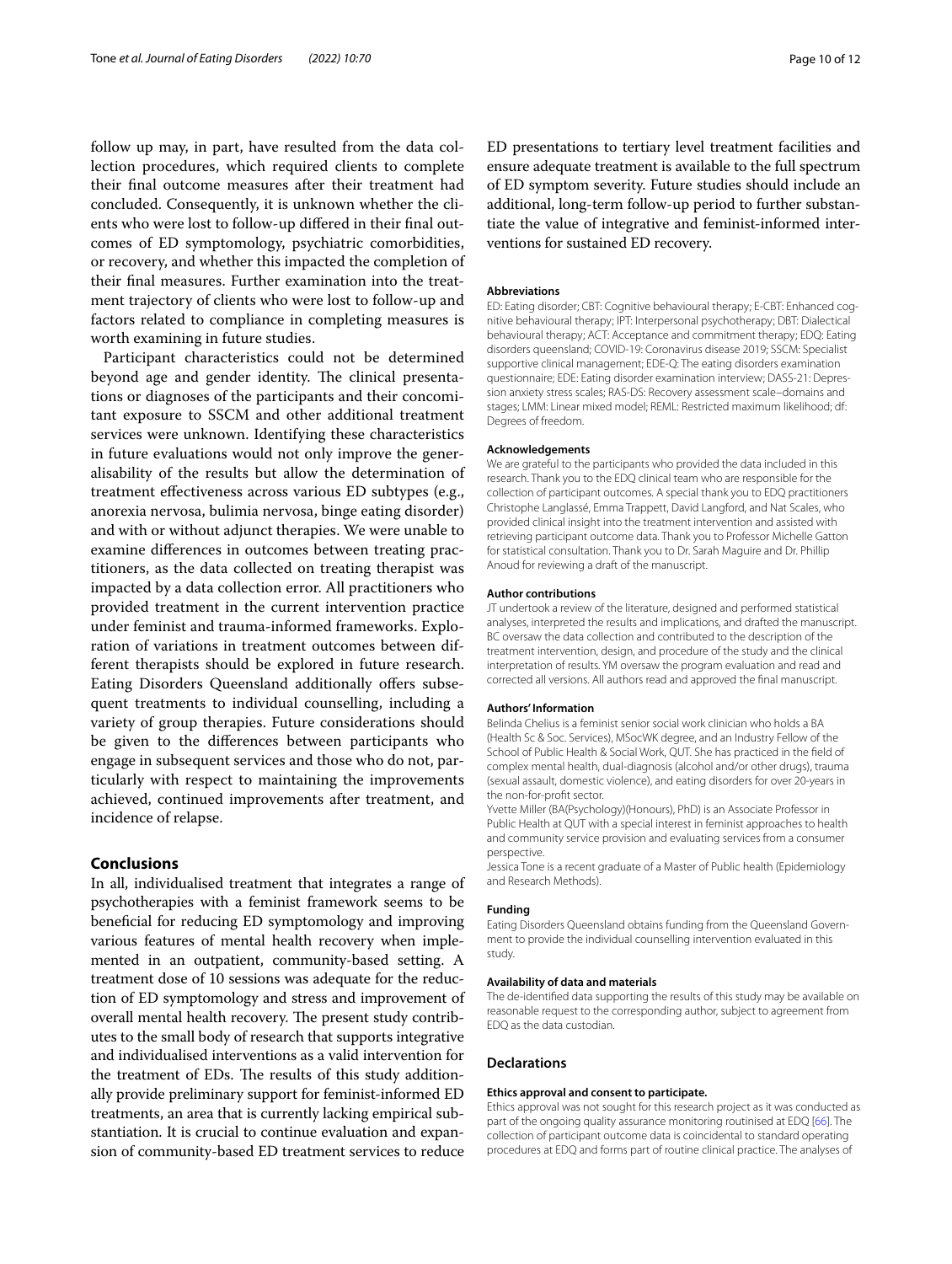follow up may, in part, have resulted from the data collection procedures, which required clients to complete their final outcome measures after their treatment had concluded. Consequently, it is unknown whether the clients who were lost to follow-up differed in their final outcomes of ED symptomology, psychiatric comorbidities, or recovery, and whether this impacted the completion of their final measures. Further examination into the treatment trajectory of clients who were lost to follow-up and factors related to compliance in completing measures is worth examining in future studies.

Participant characteristics could not be determined beyond age and gender identity. The clinical presentations or diagnoses of the participants and their concomitant exposure to SSCM and other additional treatment services were unknown. Identifying these characteristics in future evaluations would not only improve the generalisability of the results but allow the determination of treatment effectiveness across various ED subtypes (e.g., anorexia nervosa, bulimia nervosa, binge eating disorder) and with or without adjunct therapies. We were unable to examine differences in outcomes between treating practitioners, as the data collected on treating therapist was impacted by a data collection error. All practitioners who provided treatment in the current intervention practice under feminist and trauma-informed frameworks. Exploration of variations in treatment outcomes between different therapists should be explored in future research. Eating Disorders Queensland additionally offers subsequent treatments to individual counselling, including a variety of group therapies. Future considerations should be given to the differences between participants who engage in subsequent services and those who do not, particularly with respect to maintaining the improvements achieved, continued improvements after treatment, and incidence of relapse.

## Conclusions

In all, individualised treatment that integrates a range of psychotherapies with a feminist framework seems to be beneficial for reducing ED symptomology and improving various features of mental health recovery when implemented in an outpatient, community-based setting. A treatment dose of 10 sessions was adequate for the reduction of ED symptomology and stress and improvement of overall mental health recovery. The present study contributes to the small body of research that supports integrative and individualised interventions as a valid intervention for the treatment of EDs. The results of this study additionally provide preliminary support for feminist-informed ED treatments, an area that is currently lacking empirical substantiation. It is crucial to continue evaluation and expansion of community-based ED treatment services to reduce ED presentations to tertiary level treatment facilities and ensure adequate treatment is available to the full spectrum of ED symptom severity. Future studies should include an additional, long-term follow-up period to further substantiate the value of integrative and feminist-informed interventions for sustained ED recovery.

#### Abbreviations

ED: Eating disorder; CBT: Cognitive behavioural therapy; E-CBT: Enhanced cognitive behavioural therapy; IPT: Interpersonal psychotherapy; DBT: Dialectical behavioural therapy; ACT: Acceptance and commitment therapy; EDQ: Eating disorders queensland; COVID-19: Coronavirus disease 2019; SSCM: Specialist supportive clinical management; EDE-Q: The eating disorders examination questionnaire; EDE: Eating disorder examination interview; DASS-21: Depression anxiety stress scales; RAS-DS: Recovery assessment scale–domains and stages; LMM: Linear mixed model; REML: Restricted maximum likelihood; df: Degrees of freedom.

#### Acknowledgements

We are grateful to the participants who provided the data included in this research. Thank you to the EDQ clinical team who are responsible for the collection of participant outcomes. A special thank you to EDQ practitioners Christophe Langlassé, Emma Trappett, David Langford, and Nat Scales, who provided clinical insight into the treatment intervention and assisted with retrieving participant outcome data. Thank you to Professor Michelle Gatton for statistical consultation. Thank you to Dr. Sarah Maguire and Dr. Phillip Anoud for reviewing a draft of the manuscript.

#### Author contributions

JT undertook a review of the literature, designed and performed statistical analyses, interpreted the results and implications, and drafted the manuscript. BC oversaw the data collection and contributed to the description of the treatment intervention, design, and procedure of the study and the clinical interpretation of results. YM oversaw the program evaluation and read and corrected all versions. All authors read and approved the final manuscript.

#### Authors' Information

Belinda Chelius is a feminist senior social work clinician who holds a BA (Health Sc & Soc. Services), MSocWK degree, and an Industry Fellow of the School of Public Health & Social Work, QUT. She has practiced in the field of complex mental health, dual-diagnosis (alcohol and/or other drugs), trauma (sexual assault, domestic violence), and eating disorders for over 20-years in the non-for-profit sector.

Yvette Miller (BA(Psychology)(Honours), PhD) is an Associate Professor in Public Health at QUT with a special interest in feminist approaches to health and community service provision and evaluating services from a consumer perspective.

Jessica Tone is a recent graduate of a Master of Public health (Epidemiology and Research Methods).

#### Funding

Eating Disorders Queensland obtains funding from the Queensland Government to provide the individual counselling intervention evaluated in this study.

#### Availability of data and materials

The de-identified data supporting the results of this study may be available on reasonable request to the corresponding author, subject to agreement from EDQ as the data custodian.

## Declarations

#### Ethics approval and consent to participate.

Ethics approval was not sought for this research project as it was conducted as part of the ongoing quality assurance monitoring routinised at EDQ [66]. The collection of participant outcome data is coincidental to standard operating procedures at EDQ and forms part of routine clinical practice. The analyses of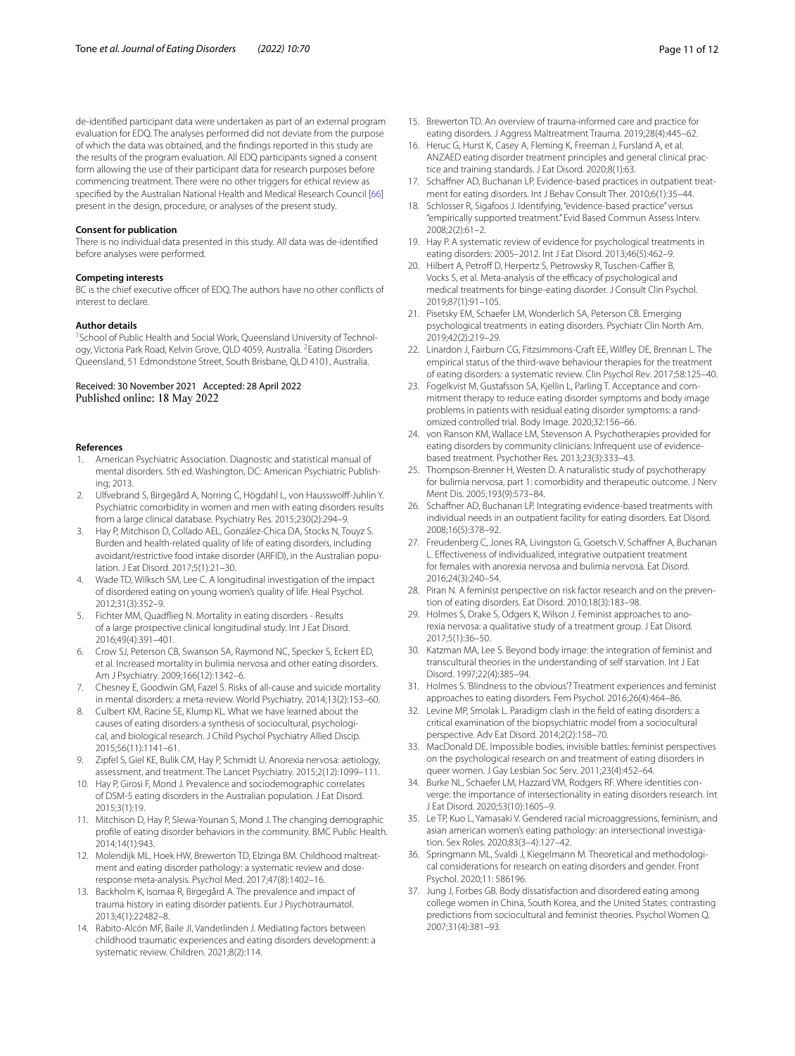de-identified participant data were undertaken as part of an external program evaluation for EDQ. The analyses performed did not deviate from the purpose of which the data was obtained, and the findings reported in this study are the results of the program evaluation. All EDQ participants signed a consent form allowing the use of their participant data for research purposes before commencing treatment. There were no other triggers for ethical review as specified by the Australian National Health and Medical Research Council [66] present in the design, procedure, or analyses of the present study.

#### Consent for publication

There is no individual data presented in this study. All data was de-identified before analyses were performed.

#### Competing interests

BC is the chief executive officer of EDQ. The authors have no other conflicts of interest to declare.

#### Author details

[1]School of Public Health and Social Work, Queensland University of Technology, Victoria Park Road, Kelvin Grove, QLD 4059, Australia. [2]Eating Disorders Queensland, 51 Edmondstone Street, South Brisbane, QLD 4101, Australia.

Received: 30 November 2021 Accepted: 28 April 2022
Published online: 18 May 2022

#### References

1. American Psychiatric Association. Diagnostic and statistical manual of mental disorders. 5th ed. Washington, DC: American Psychiatric Publishing; 2013.
2. Ulfvebrand S, Birgegård A, Norring C, Högdahl L, von Hausswolff-Juhlin Y. Psychiatric comorbidity in women and men with eating disorders results from a large clinical database. Psychiatry Res. 2015;230(2):294–9.
3. Hay P, Mitchison D, Collado AEL, González-Chica DA, Stocks N, Touyz S. Burden and health-related quality of life of eating disorders, including avoidant/restrictive food intake disorder (ARFID), in the Australian population. J Eat Disord. 2017;5(1):21–30.
4. Wade TD, Wilksch SM, Lee C. A longitudinal investigation of the impact of disordered eating on young women's quality of life. Heal Psychol. 2012;31(3):352–9.
5. Fichter MM, Quadflieg N. Mortality in eating disorders - Results of a large prospective clinical longitudinal study. Int J Eat Disord. 2016;49(4):391–401.
6. Crow SJ, Peterson CB, Swanson SA, Raymond NC, Specker S, Eckert ED, et al. Increased mortality in bulimia nervosa and other eating disorders. Am J Psychiatry. 2009;166(12):1342–6.
7. Chesney E, Goodwin GM, Fazel S. Risks of all-cause and suicide mortality in mental disorders: a meta-review. World Psychiatry. 2014;13(2):153–60.
8. Culbert KM, Racine SE, Klump KL. What we have learned about the causes of eating disorders-a synthesis of sociocultural, psychological, and biological research. J Child Psychol Psychiatry Allied Discip. 2015;56(11):1141–61.
9. Zipfel S, Giel KE, Bulik CM, Hay P, Schmidt U. Anorexia nervosa: aetiology, assessment, and treatment. The Lancet Psychiatry. 2015;2(12):1099–111.
10. Hay P, Girosi F, Mond J. Prevalence and sociodemographic correlates of DSM-5 eating disorders in the Australian population. J Eat Disord. 2015;3(1):19.
11. Mitchison D, Hay P, Slewa-Younan S, Mond J. The changing demographic profile of eating disorder behaviors in the community. BMC Public Health. 2014;14(1):943.
12. Molendijk ML, Hoek HW, Brewerton TD, Elzinga BM. Childhood maltreatment and eating disorder pathology: a systematic review and dose-response meta-analysis. Psychol Med. 2017;47(8):1402–16.
13. Backholm K, Isomaa R, Birgegård A. The prevalence and impact of trauma history in eating disorder patients. Eur J Psychotraumatol. 2013;4(1):22482–8.
14. Rabito-Alcón MF, Baile JI, Vanderlinden J. Mediating factors between childhood traumatic experiences and eating disorders development: a systematic review. Children. 2021;8(2):114.
15. Brewerton TD. An overview of trauma-informed care and practice for eating disorders. J Aggress Maltreatment Trauma. 2019;28(4):445–62.
16. Heruc G, Hurst K, Casey A, Fleming K, Freeman J, Fursland A, et al. ANZAED eating disorder treatment principles and general clinical practice and training standards. J Eat Disord. 2020;8(1):63.
17. Schaffner AD, Buchanan LP. Evidence-based practices in outpatient treatment for eating disorders. Int J Behav Consult Ther. 2010;6(1):35–44.
18. Schlosser R, Sigafoos J. Identifying, "evidence-based practice" versus "empirically supported treatment." Evid Based Commun Assess Interv. 2008;2(2):61–2.
19. Hay P. A systematic review of evidence for psychological treatments in eating disorders: 2005–2012. Int J Eat Disord. 2013;46(5):462–9.
20. Hilbert A, Petroff D, Herpertz S, Pietrowsky R, Tuschen-Caffier B, Vocks S, et al. Meta-analysis of the efficacy of psychological and medical treatments for binge-eating disorder. J Consult Clin Psychol. 2019;87(1):91–105.
21. Pisetsky EM, Schaefer LM, Wonderlich SA, Peterson CB. Emerging psychological treatments in eating disorders. Psychiatr Clin North Am. 2019;42(2):219–29.
22. Linardon J, Fairburn CG, Fitzsimmons-Craft EE, Wilfley DE, Brennan L. The empirical status of the third-wave behaviour therapies for the treatment of eating disorders: a systematic review. Clin Psychol Rev. 2017;58:125–40.
23. Fogelkvist M, Gustafsson SA, Kjellin L, Parling T. Acceptance and commitment therapy to reduce eating disorder symptoms and body image problems in patients with residual eating disorder symptoms: a randomized controlled trial. Body Image. 2020;32:156–66.
24. von Ranson KM, Wallace LM, Stevenson A. Psychotherapies provided for eating disorders by community clinicians: Infrequent use of evidence-based treatment. Psychother Res. 2013;23(3):333–43.
25. Thompson-Brenner H, Westen D. A naturalistic study of psychotherapy for bulimia nervosa, part 1: comorbidity and therapeutic outcome. J Nerv Ment Dis. 2005;193(9):573–84.
26. Schaffner AD, Buchanan LP. Integrating evidence-based treatments with individual needs in an outpatient facility for eating disorders. Eat Disord. 2008;16(5):378–92.
27. Freudenberg C, Jones RA, Livingston G, Goetsch V, Schaffner A, Buchanan L. Effectiveness of individualized, integrative outpatient treatment for females with anorexia nervosa and bulimia nervosa. Eat Disord. 2016;24(3):240–54.
28. Piran N. A feminist perspective on risk factor research and on the prevention of eating disorders. Eat Disord. 2010;18(3):183–98.
29. Holmes S, Drake S, Odgers K, Wilson J. Feminist approaches to anorexia nervosa: a qualitative study of a treatment group. J Eat Disord. 2017;5(1):36–50.
30. Katzman MA, Lee S. Beyond body image: the integration of feminist and transcultural theories in the understanding of self starvation. Int J Eat Disord. 1997;22(4):385–94.
31. Holmes S. 'Blindness to the obvious'? Treatment experiences and feminist approaches to eating disorders. Fem Psychol. 2016;26(4):464–86.
32. Levine MP, Smolak L. Paradigm clash in the field of eating disorders: a critical examination of the biopsychiatric model from a sociocultural perspective. Adv Eat Disord. 2014;2(2):158–70.
33. MacDonald DE. Impossible bodies, invisible battles: feminist perspectives on the psychological research on and treatment of eating disorders in queer women. J Gay Lesbian Soc Serv. 2011;23(4):452–64.
34. Burke NL, Schaefer LM, Hazzard VM, Rodgers RF. Where identities converge: the importance of intersectionality in eating disorders research. Int J Eat Disord. 2020;53(10):1605–9.
35. Le TP, Kuo L, Yamasaki V. Gendered racial microaggressions, feminism, and asian american women's eating pathology: an intersectional investigation. Sex Roles. 2020;83(3–4):127–42.
36. Springmann ML, Svaldi J, Kiegelmann M. Theoretical and methodological considerations for research on eating disorders and gender. Front Psychol. 2020;11: 586196.
37. Jung J, Forbes GB. Body dissatisfaction and disordered eating among college women in China, South Korea, and the United States: contrasting predictions from sociocultural and feminist theories. Psychol Women Q. 2007;31(4):381–93.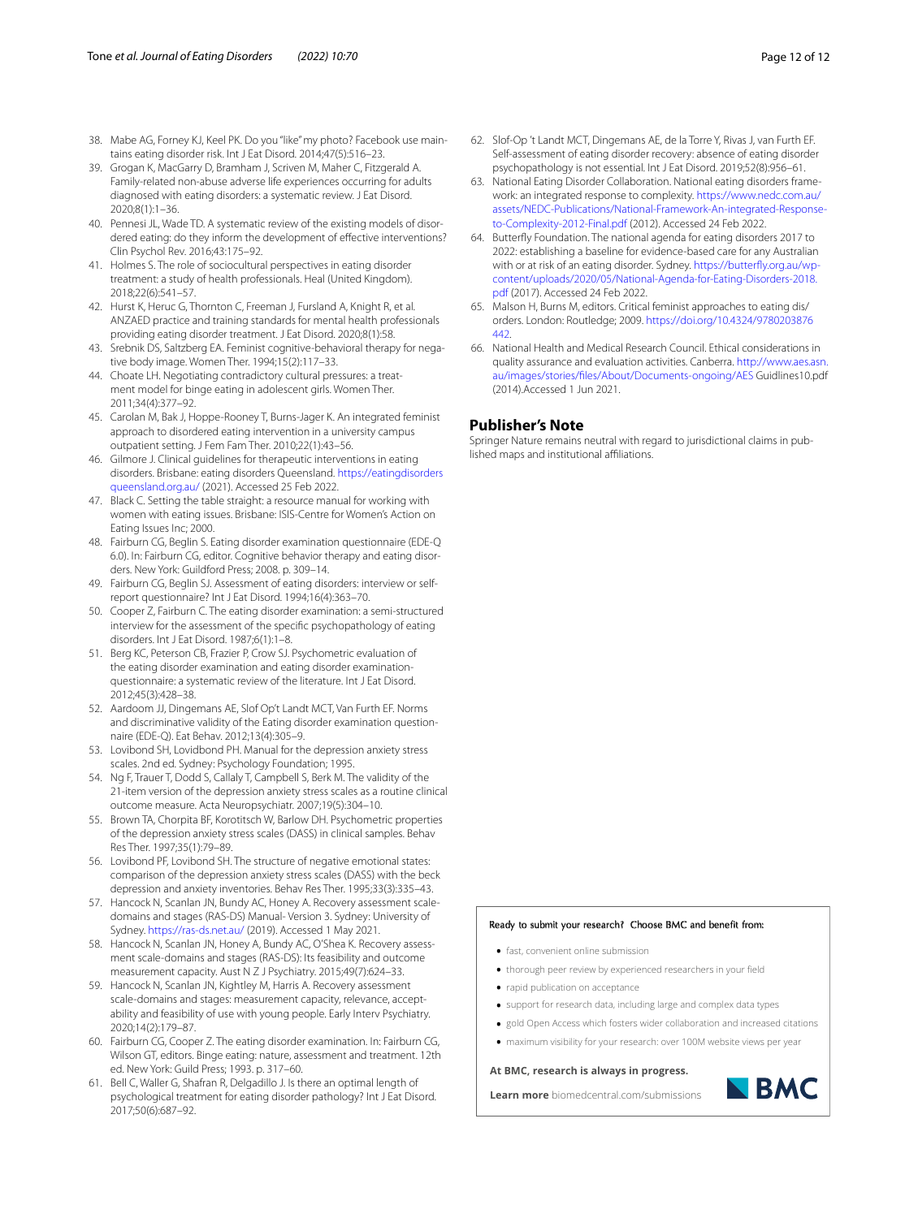38. Mabe AG, Forney KJ, Keel PK. Do you "like" my photo? Facebook use maintains eating disorder risk. Int J Eat Disord. 2014;47(5):516–23.
39. Grogan K, MacGarry D, Bramham J, Scriven M, Maher C, Fitzgerald A. Family-related non-abuse adverse life experiences occurring for adults diagnosed with eating disorders: a systematic review. J Eat Disord. 2020;8(1):1–36.
40. Pennesi JL, Wade TD. A systematic review of the existing models of disordered eating: do they inform the development of effective interventions? Clin Psychol Rev. 2016;43:175–92.
41. Holmes S. The role of sociocultural perspectives in eating disorder treatment: a study of health professionals. Heal (United Kingdom). 2018;22(6):541–57.
42. Hurst K, Heruc G, Thornton C, Freeman J, Fursland A, Knight R, et al. ANZAED practice and training standards for mental health professionals providing eating disorder treatment. J Eat Disord. 2020;8(1):58.
43. Srebnik DS, Saltzberg EA. Feminist cognitive-behavioral therapy for negative body image. Women Ther. 1994;15(2):117–33.
44. Choate LH. Negotiating contradictory cultural pressures: a treatment model for binge eating in adolescent girls. Women Ther. 2011;34(4):377–92.
45. Carolan M, Bak J, Hoppe-Rooney T, Burns-Jager K. An integrated feminist approach to disordered eating intervention in a university campus outpatient setting. J Fem Fam Ther. 2010;22(1):43–56.
46. Gilmore J. Clinical guidelines for therapeutic interventions in eating disorders. Brisbane: eating disorders Queensland. https://eatingdisordersqueensland.org.au/ (2021). Accessed 25 Feb 2022.
47. Black C. Setting the table straight: a resource manual for working with women with eating issues. Brisbane: ISIS-Centre for Women's Action on Eating Issues Inc; 2000.
48. Fairburn CG, Beglin S. Eating disorder examination questionnaire (EDE-Q 6.0). In: Fairburn CG, editor. Cognitive behavior therapy and eating disorders. New York: Guildford Press; 2008. p. 309–14.
49. Fairburn CG, Beglin SJ. Assessment of eating disorders: interview or self-report questionnaire? Int J Eat Disord. 1994;16(4):363–70.
50. Cooper Z, Fairburn C. The eating disorder examination: a semi-structured interview for the assessment of the specific psychopathology of eating disorders. Int J Eat Disord. 1987;6(1):1–8.
51. Berg KC, Peterson CB, Frazier P, Crow SJ. Psychometric evaluation of the eating disorder examination and eating disorder examination-questionnaire: a systematic review of the literature. Int J Eat Disord. 2012;45(3):428–38.
52. Aardoom JJ, Dingemans AE, Slof Op't Landt MCT, Van Furth EF. Norms and discriminative validity of the Eating disorder examination questionnaire (EDE-Q). Eat Behav. 2012;13(4):305–9.
53. Lovibond SH, Lovibond PH. Manual for the depression anxiety stress scales. 2nd ed. Sydney: Psychology Foundation; 1995.
54. Ng F, Trauer T, Dodd S, Callaly T, Campbell S, Berk M. The validity of the 21-item version of the depression anxiety stress scales as a routine clinical outcome measure. Acta Neuropsychiatr. 2007;19(5):304–10.
55. Brown TA, Chorpita BF, Korotitsch W, Barlow DH. Psychometric properties of the depression anxiety stress scales (DASS) in clinical samples. Behav Res Ther. 1997;35(1):79–89.
56. Lovibond PF, Lovibond SH. The structure of negative emotional states: comparison of the depression anxiety stress scales (DASS) with the beck depression and anxiety inventories. Behav Res Ther. 1995;33(3):335–43.
57. Hancock N, Scanlan JN, Bundy AC, Honey A. Recovery assessment scale-domains and stages (RAS-DS) Manual- Version 3. Sydney: University of Sydney. https://ras-ds.net.au/ (2019). Accessed 1 May 2021.
58. Hancock N, Scanlan JN, Honey A, Bundy AC, O'Shea K. Recovery assessment scale-domains and stages (RAS-DS): Its feasibility and outcome measurement capacity. Aust N Z J Psychiatry. 2015;49(7):624–33.
59. Hancock N, Scanlan JN, Kightley M, Harris A. Recovery assessment scale-domains and stages: measurement capacity, relevance, acceptability and feasibility of use with young people. Early Interv Psychiatry. 2020;14(2):179–87.
60. Fairburn CG, Cooper Z. The eating disorder examination. In: Fairburn CG, Wilson GT, editors. Binge eating: nature, assessment and treatment. 12th ed. New York: Guild Press; 1993. p. 317–60.
61. Bell C, Waller G, Shafran R, Delgadillo J. Is there an optimal length of psychological treatment for eating disorder pathology? Int J Eat Disord. 2017;50(6):687–92.
62. Slof-Op 't Landt MCT, Dingemans AE, de la Torre Y, Rivas J, van Furth EF. Self-assessment of eating disorder recovery: absence of eating disorder psychopathology is not essential. Int J Eat Disord. 2019;52(8):956–61.
63. National Eating Disorder Collaboration. National eating disorders framework: an integrated response to complexity. https://www.nedc.com.au/assets/NEDC-Publications/National-Framework-An-integrated-Response-to-Complexity-2012-Final.pdf (2012). Accessed 24 Feb 2022.
64. Butterfly Foundation. The national agenda for eating disorders 2017 to 2022: establishing a baseline for evidence-based care for any Australian with or at risk of an eating disorder. Sydney. https://butterfly.org.au/wp-content/uploads/2020/05/National-Agenda-for-Eating-Disorders-2018.pdf (2017). Accessed 24 Feb 2022.
65. Malson H, Burns M, editors. Critical feminist approaches to eating dis/orders. London: Routledge; 2009. https://doi.org/10.4324/9780203876442.
66. National Health and Medical Research Council. Ethical considerations in quality assurance and evaluation activities. Canberra. http://www.aes.asn.au/images/stories/files/About/Documents-ongoing/AES Guidlines10.pdf (2014).Accessed 1 Jun 2021.

## Publisher's Note

Springer Nature remains neutral with regard to jurisdictional claims in published maps and institutional affiliations.

Ready to submit your research? Choose BMC and benefit from:

- fast, convenient online submission
- thorough peer review by experienced researchers in your field
- rapid publication on acceptance
- support for research data, including large and complex data types
- gold Open Access which fosters wider collaboration and increased citations
- maximum visibility for your research: over 100M website views per year

**At BMC, research is always in progress.**

**Learn more** biomedcentral.com/submissions

BMC